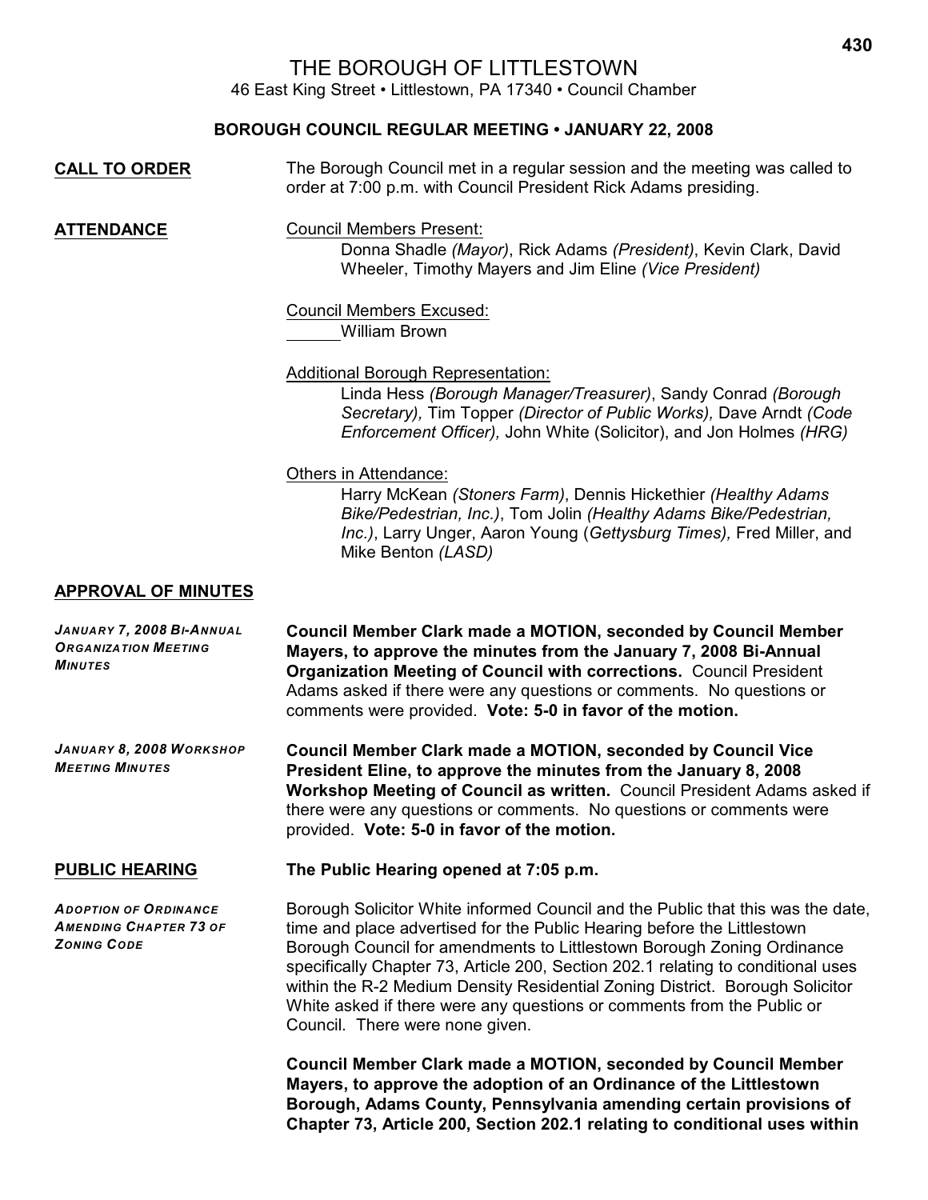# THE BOROUGH OF LITTLESTOWN

46 East King Street • Littlestown, PA 17340 • Council Chamber

## BOROUGH COUNCIL REGULAR MEETING • JANUARY 22, 2008

**CALL TO ORDER**

The Borough Council met in a regular session and the meeting was called to order at 7:00 p.m. with Council President Rick Adams presiding.

**ATTENDANCE**

Council Members Present:

Donna Shadle *(Mayor)*, Rick Adams *(President)*, Kevin Clark, David Wheeler, Timothy Mayers and Jim Eline *(Vice President)*

Council Members Excused:

William Brown

Additional Borough Representation:

Linda Hess *(Borough Manager/Treasurer)*, Sandy Conrad *(Borough Secretary),* Tim Topper *(Director of Public Works),* Dave Arndt *(Code Enforcement Officer),* John White (Solicitor), and Jon Holmes *(HRG)*

Others in Attendance:

Harry McKean *(Stoners Farm)*, Dennis Hickethier *(Healthy Adams Bike/Pedestrian, Inc.)*, Tom Jolin *(Healthy Adams Bike/Pedestrian, Inc.)*, Larry Unger, Aaron Young (*Gettysburg Times),* Fred Miller, and Mike Benton *(LASD)*

**APPROVAL OF MINUTES**

*JANUARY 7, 2008 BI-ANNUAL ORGANIZATION MEETING MINUTES*

**Council Member Clark made a MOTION, seconded by Council Member Mayers, to approve the minutes from the January 7, 2008 Bi-Annual Organization Meeting of Council with corrections.** Council President Adams asked if there were any questions or comments. No questions or comments were provided. **Vote: 5-0 in favor of the motion.**

*JANUARY 8, 2008 WORKSHOP MEETING MINUTES*

**Council Member Clark made a MOTION, seconded by Council Vice President Eline, to approve the minutes from the January 8, 2008 Workshop Meeting of Council as written.** Council President Adams asked if there were any questions or comments. No questions or comments were provided. **Vote: 5-0 in favor of the motion.**

**PUBLIC HEARING**

**The Public Hearing opened at 7:05 p.m.**

*ADOPTION OF ORDINANCE AMENDING CHAPTER 73 OF ZONING CODE*

Borough Solicitor White informed Council and the Public that this was the date, time and place advertised for the Public Hearing before the Littlestown Borough Council for amendments to Littlestown Borough Zoning Ordinance specifically Chapter 73, Article 200, Section 202.1 relating to conditional uses within the R-2 Medium Density Residential Zoning District. Borough Solicitor White asked if there were any questions or comments from the Public or Council. There were none given.

**Council Member Clark made a MOTION, seconded by Council Member Mayers, to approve the adoption of an Ordinance of the Littlestown Borough, Adams County, Pennsylvania amending certain provisions of Chapter 73, Article 200, Section 202.1 relating to conditional uses within**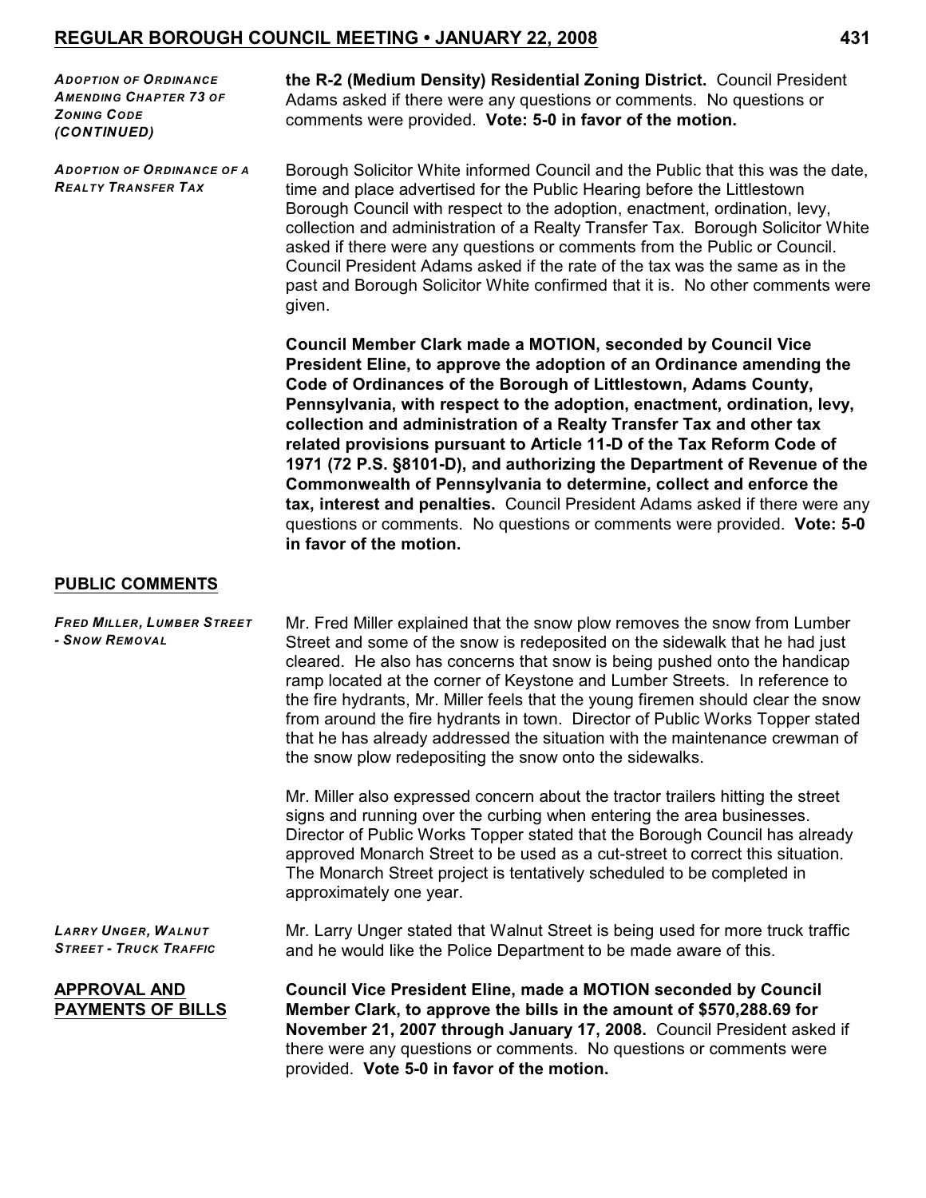***Adoption of Ordinance Amending Chapter 73 of Zoning Code (Continued)***

**the R-2 (Medium Density) Residential Zoning District.** Council President Adams asked if there were any questions or comments. No questions or comments were provided. **Vote: 5-0 in favor of the motion.**

***Adoption of Ordinance of a Realty Transfer Tax***

Borough Solicitor White informed Council and the Public that this was the date, time and place advertised for the Public Hearing before the Littlestown Borough Council with respect to the adoption, enactment, ordination, levy, collection and administration of a Realty Transfer Tax. Borough Solicitor White asked if there were any questions or comments from the Public or Council. Council President Adams asked if the rate of the tax was the same as in the past and Borough Solicitor White confirmed that it is. No other comments were given.

**Council Member Clark made a MOTION, seconded by Council Vice President Eline, to approve the adoption of an Ordinance amending the Code of Ordinances of the Borough of Littlestown, Adams County, Pennsylvania, with respect to the adoption, enactment, ordination, levy, collection and administration of a Realty Transfer Tax and other tax related provisions pursuant to Article 11-D of the Tax Reform Code of 1971 (72 P.S. §8101-D), and authorizing the Department of Revenue of the Commonwealth of Pennsylvania to determine, collect and enforce the tax, interest and penalties.** Council President Adams asked if there were any questions or comments. No questions or comments were provided. **Vote: 5-0 in favor of the motion.**

## PUBLIC COMMENTS

***Fred Miller, Lumber Street - Snow Removal***

Mr. Fred Miller explained that the snow plow removes the snow from Lumber Street and some of the snow is redeposited on the sidewalk that he had just cleared. He also has concerns that snow is being pushed onto the handicap ramp located at the corner of Keystone and Lumber Streets. In reference to the fire hydrants, Mr. Miller feels that the young firemen should clear the snow from around the fire hydrants in town. Director of Public Works Topper stated that he has already addressed the situation with the maintenance crewman of the snow plow redepositing the snow onto the sidewalks.

Mr. Miller also expressed concern about the tractor trailers hitting the street signs and running over the curbing when entering the area businesses. Director of Public Works Topper stated that the Borough Council has already approved Monarch Street to be used as a cut-street to correct this situation. The Monarch Street project is tentatively scheduled to be completed in approximately one year.

***Larry Unger, Walnut Street - Truck Traffic***

Mr. Larry Unger stated that Walnut Street is being used for more truck traffic and he would like the Police Department to be made aware of this.

## APPROVAL AND PAYMENTS OF BILLS

**Council Vice President Eline, made a MOTION seconded by Council Member Clark, to approve the bills in the amount of $570,288.69 for November 21, 2007 through January 17, 2008.** Council President asked if there were any questions or comments. No questions or comments were provided. **Vote 5-0 in favor of the motion.**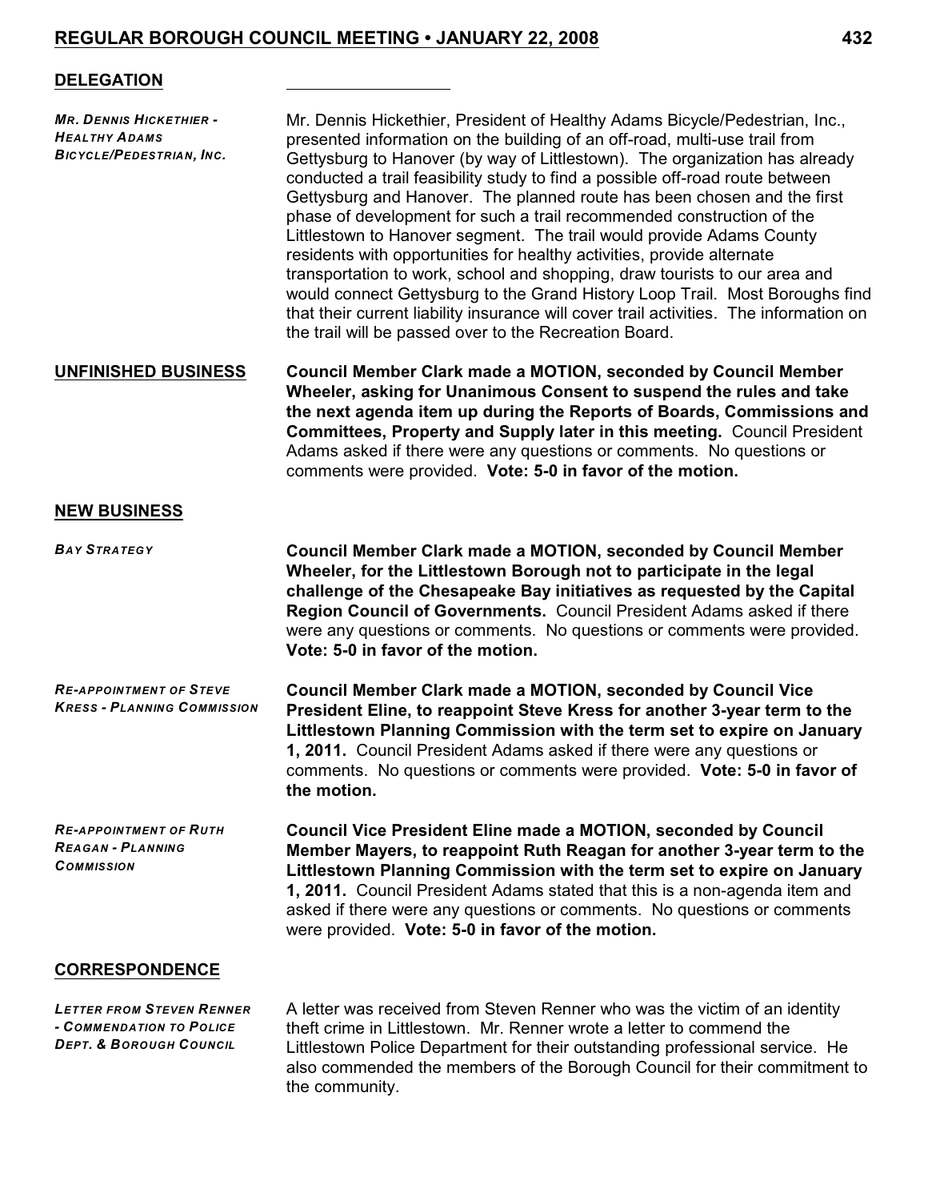## DELEGATION

***Mr. Dennis Hickethier - Healthy Adams Bicycle/Pedestrian, Inc.***

Mr. Dennis Hickethier, President of Healthy Adams Bicycle/Pedestrian, Inc., presented information on the building of an off-road, multi-use trail from Gettysburg to Hanover (by way of Littlestown). The organization has already conducted a trail feasibility study to find a possible off-road route between Gettysburg and Hanover. The planned route has been chosen and the first phase of development for such a trail recommended construction of the Littlestown to Hanover segment. The trail would provide Adams County residents with opportunities for healthy activities, provide alternate transportation to work, school and shopping, draw tourists to our area and would connect Gettysburg to the Grand History Loop Trail. Most Boroughs find that their current liability insurance will cover trail activities. The information on the trail will be passed over to the Recreation Board.

## UNFINISHED BUSINESS

**Council Member Clark made a MOTION, seconded by Council Member Wheeler, asking for Unanimous Consent to suspend the rules and take the next agenda item up during the Reports of Boards, Commissions and Committees, Property and Supply later in this meeting.** Council President Adams asked if there were any questions or comments. No questions or comments were provided. **Vote: 5-0 in favor of the motion.**

## NEW BUSINESS

***Bay Strategy***

**Council Member Clark made a MOTION, seconded by Council Member Wheeler, for the Littlestown Borough not to participate in the legal challenge of the Chesapeake Bay initiatives as requested by the Capital Region Council of Governments.** Council President Adams asked if there were any questions or comments. No questions or comments were provided. **Vote: 5-0 in favor of the motion.**

***Re-appointment of Steve Kress - Planning Commission***

**Council Member Clark made a MOTION, seconded by Council Vice President Eline, to reappoint Steve Kress for another 3-year term to the Littlestown Planning Commission with the term set to expire on January 1, 2011.** Council President Adams asked if there were any questions or comments. No questions or comments were provided. **Vote: 5-0 in favor of the motion.**

***Re-appointment of Ruth Reagan - Planning Commission***

**Council Vice President Eline made a MOTION, seconded by Council Member Mayers, to reappoint Ruth Reagan for another 3-year term to the Littlestown Planning Commission with the term set to expire on January 1, 2011.** Council President Adams stated that this is a non-agenda item and asked if there were any questions or comments. No questions or comments were provided. **Vote: 5-0 in favor of the motion.**

## CORRESPONDENCE

***Letter from Steven Renner - Commendation to Police Dept. & Borough Council***

A letter was received from Steven Renner who was the victim of an identity theft crime in Littlestown. Mr. Renner wrote a letter to commend the Littlestown Police Department for their outstanding professional service. He also commended the members of the Borough Council for their commitment to the community.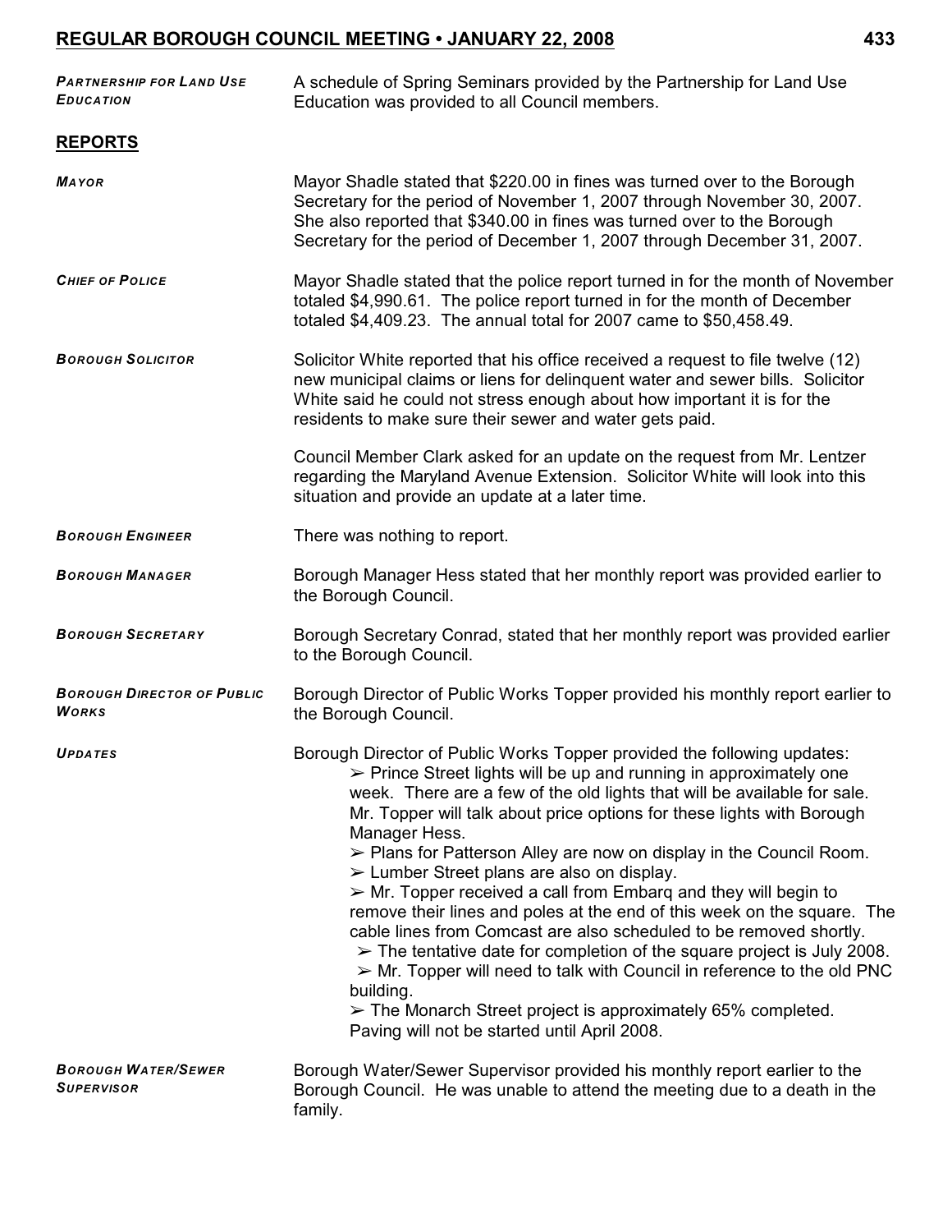***PARTNERSHIP FOR LAND USE EDUCATION***

A schedule of Spring Seminars provided by the Partnership for Land Use Education was provided to all Council members.

## **REPORTS**

***MAYOR***

Mayor Shadle stated that $220.00 in fines was turned over to the Borough Secretary for the period of November 1, 2007 through November 30, 2007. She also reported that $340.00 in fines was turned over to the Borough Secretary for the period of December 1, 2007 through December 31, 2007.

***CHIEF OF POLICE***

Mayor Shadle stated that the police report turned in for the month of November totaled $4,990.61. The police report turned in for the month of December totaled $4,409.23. The annual total for 2007 came to $50,458.49.

***BOROUGH SOLICITOR***

Solicitor White reported that his office received a request to file twelve (12) new municipal claims or liens for delinquent water and sewer bills. Solicitor White said he could not stress enough about how important it is for the residents to make sure their sewer and water gets paid.

Council Member Clark asked for an update on the request from Mr. Lentzer regarding the Maryland Avenue Extension. Solicitor White will look into this situation and provide an update at a later time.

***BOROUGH ENGINEER***

There was nothing to report.

***BOROUGH MANAGER***

Borough Manager Hess stated that her monthly report was provided earlier to the Borough Council.

***BOROUGH SECRETARY***

Borough Secretary Conrad, stated that her monthly report was provided earlier to the Borough Council.

***BOROUGH DIRECTOR OF PUBLIC WORKS***

Borough Director of Public Works Topper provided his monthly report earlier to the Borough Council.

***UPDATES***

Borough Director of Public Works Topper provided the following updates:

- ➢ Prince Street lights will be up and running in approximately one week. There are a few of the old lights that will be available for sale. Mr. Topper will talk about price options for these lights with Borough Manager Hess.
- ➢ Plans for Patterson Alley are now on display in the Council Room.
- ➢ Lumber Street plans are also on display.
- ➢ Mr. Topper received a call from Embarq and they will begin to remove their lines and poles at the end of this week on the square. The cable lines from Comcast are also scheduled to be removed shortly.
- ➢ The tentative date for completion of the square project is July 2008.
- ➢ Mr. Topper will need to talk with Council in reference to the old PNC building.
- ➢ The Monarch Street project is approximately 65% completed. Paving will not be started until April 2008.

***BOROUGH WATER/SEWER SUPERVISOR***

Borough Water/Sewer Supervisor provided his monthly report earlier to the Borough Council. He was unable to attend the meeting due to a death in the family.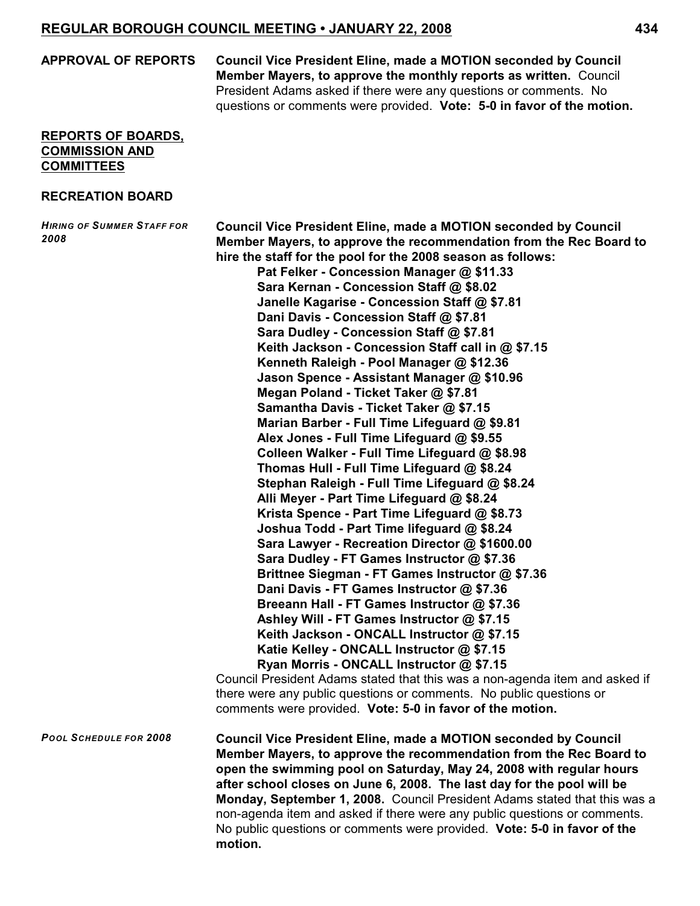**APPROVAL OF REPORTS** **Council Vice President Eline, made a MOTION seconded by Council Member Mayers, to approve the monthly reports as written.** Council President Adams asked if there were any questions or comments. No questions or comments were provided. **Vote: 5-0 in favor of the motion.**

## REPORTS OF BOARDS, COMMISSION AND COMMITTEES

### RECREATION BOARD

*HIRING OF SUMMER STAFF FOR 2008*

**Council Vice President Eline, made a MOTION seconded by Council Member Mayers, to approve the recommendation from the Rec Board to hire the staff for the pool for the 2008 season as follows:**

**Pat Felker - Concession Manager @ $11.33**
**Sara Kernan - Concession Staff @ $8.02**
**Janelle Kagarise - Concession Staff @ $7.81**
**Dani Davis - Concession Staff @ $7.81**
**Sara Dudley - Concession Staff @ $7.81**
**Keith Jackson - Concession Staff call in @ $7.15**
**Kenneth Raleigh - Pool Manager @ $12.36**
**Jason Spence - Assistant Manager @ $10.96**
**Megan Poland - Ticket Taker @ $7.81**
**Samantha Davis - Ticket Taker @ $7.15**
**Marian Barber - Full Time Lifeguard @ $9.81**
**Alex Jones - Full Time Lifeguard @ $9.55**
**Colleen Walker - Full Time Lifeguard @ $8.98**
**Thomas Hull - Full Time Lifeguard @ $8.24**
**Stephan Raleigh - Full Time Lifeguard @ $8.24**
**Alli Meyer - Part Time Lifeguard @ $8.24**
**Krista Spence - Part Time Lifeguard @ $8.73**
**Joshua Todd - Part Time lifeguard @ $8.24**
**Sara Lawyer - Recreation Director @ $1600.00**
**Sara Dudley - FT Games Instructor @ $7.36**
**Brittnee Siegman - FT Games Instructor @ $7.36**
**Dani Davis - FT Games Instructor @ $7.36**
**Breeann Hall - FT Games Instructor @ $7.36**
**Ashley Will - FT Games Instructor @ $7.15**
**Keith Jackson - ONCALL Instructor @ $7.15**
**Katie Kelley - ONCALL Instructor @ $7.15**
**Ryan Morris - ONCALL Instructor @ $7.15**

Council President Adams stated that this was a non-agenda item and asked if there were any public questions or comments. No public questions or comments were provided. **Vote: 5-0 in favor of the motion.**

*POOL SCHEDULE FOR 2008*

**Council Vice President Eline, made a MOTION seconded by Council Member Mayers, to approve the recommendation from the Rec Board to open the swimming pool on Saturday, May 24, 2008 with regular hours after school closes on June 6, 2008. The last day for the pool will be Monday, September 1, 2008.** Council President Adams stated that this was a non-agenda item and asked if there were any public questions or comments. No public questions or comments were provided. **Vote: 5-0 in favor of the motion.**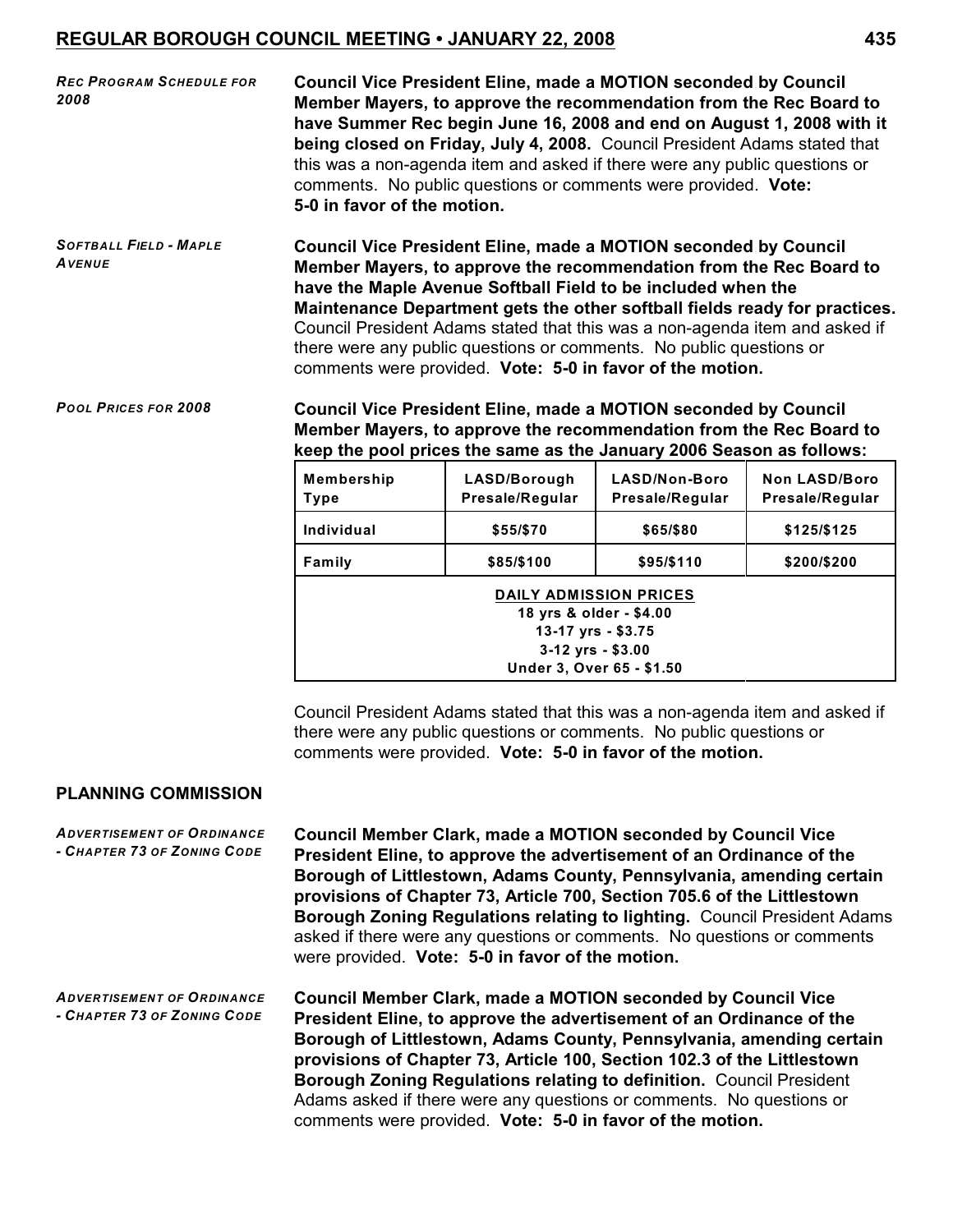*Rec Program Schedule for 2008*

**Council Vice President Eline, made a MOTION seconded by Council Member Mayers, to approve the recommendation from the Rec Board to have Summer Rec begin June 16, 2008 and end on August 1, 2008 with it being closed on Friday, July 4, 2008.** Council President Adams stated that this was a non-agenda item and asked if there were any public questions or comments. No public questions or comments were provided. **Vote: 5-0 in favor of the motion.**

*Softball Field - Maple Avenue*

**Council Vice President Eline, made a MOTION seconded by Council Member Mayers, to approve the recommendation from the Rec Board to have the Maple Avenue Softball Field to be included when the Maintenance Department gets the other softball fields ready for practices.** Council President Adams stated that this was a non-agenda item and asked if there were any public questions or comments. No public questions or comments were provided. **Vote: 5-0 in favor of the motion.**

*Pool Prices for 2008*

**Council Vice President Eline, made a MOTION seconded by Council Member Mayers, to approve the recommendation from the Rec Board to keep the pool prices the same as the January 2006 Season as follows:**

| Membership Type | LASD/Borough Presale/Regular | LASD/Non-Boro Presale/Regular | Non LASD/Boro Presale/Regular |
|---|---|---|---|
| Individual | $55/$70 | $65/$80 | $125/$125 |
| Family | $85/$100 | $95/$110 | $200/$200 |
| **DAILY ADMISSION PRICES**<br>18 yrs & older - $4.00<br>13-17 yrs - $3.75<br>3-12 yrs - $3.00<br>Under 3, Over 65 - $1.50 | | | |

Council President Adams stated that this was a non-agenda item and asked if there were any public questions or comments. No public questions or comments were provided. **Vote: 5-0 in favor of the motion.**

## PLANNING COMMISSION

*Advertisement of Ordinance - Chapter 73 of Zoning Code*

**Council Member Clark, made a MOTION seconded by Council Vice President Eline, to approve the advertisement of an Ordinance of the Borough of Littlestown, Adams County, Pennsylvania, amending certain provisions of Chapter 73, Article 700, Section 705.6 of the Littlestown Borough Zoning Regulations relating to lighting.** Council President Adams asked if there were any questions or comments. No questions or comments were provided. **Vote: 5-0 in favor of the motion.**

*Advertisement of Ordinance - Chapter 73 of Zoning Code*

**Council Member Clark, made a MOTION seconded by Council Vice President Eline, to approve the advertisement of an Ordinance of the Borough of Littlestown, Adams County, Pennsylvania, amending certain provisions of Chapter 73, Article 100, Section 102.3 of the Littlestown Borough Zoning Regulations relating to definition.** Council President Adams asked if there were any questions or comments. No questions or comments were provided. **Vote: 5-0 in favor of the motion.**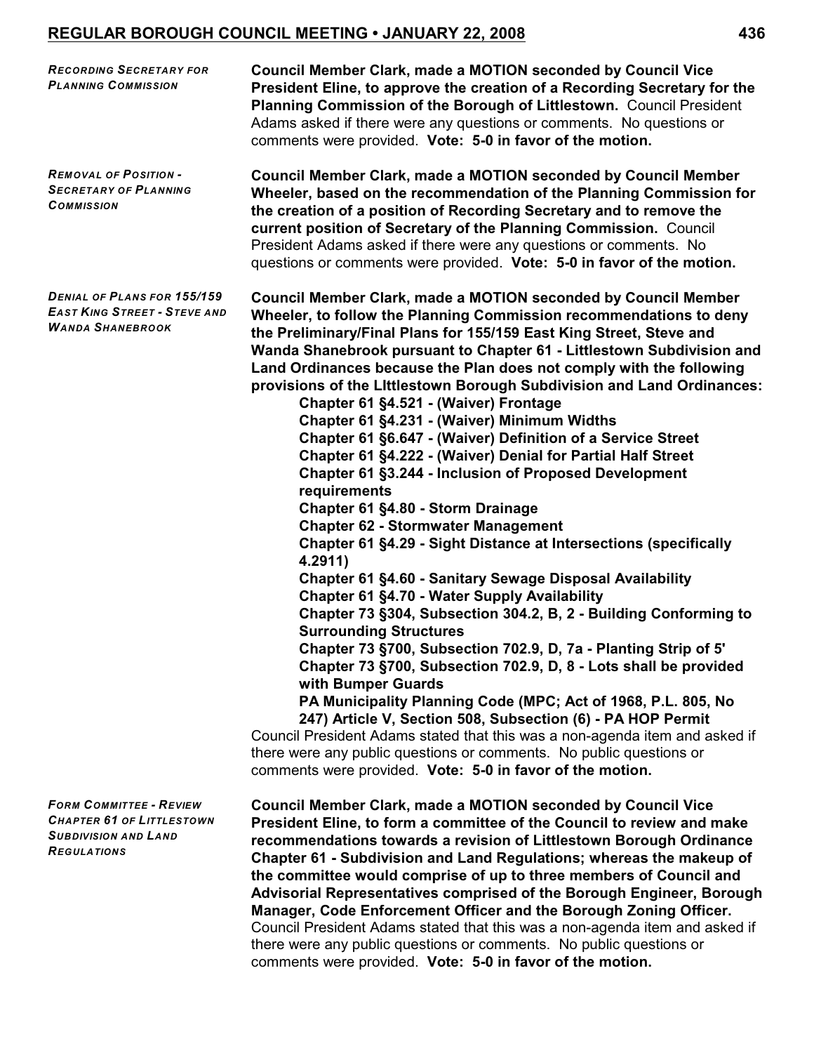***Recording Secretary for Planning Commission***

**Council Member Clark, made a MOTION seconded by Council Vice President Eline, to approve the creation of a Recording Secretary for the Planning Commission of the Borough of Littlestown.** Council President Adams asked if there were any questions or comments. No questions or comments were provided. **Vote: 5-0 in favor of the motion.**

***Removal of Position - Secretary of Planning Commission***

**Council Member Clark, made a MOTION seconded by Council Member Wheeler, based on the recommendation of the Planning Commission for the creation of a position of Recording Secretary and to remove the current position of Secretary of the Planning Commission.** Council President Adams asked if there were any questions or comments. No questions or comments were provided. **Vote: 5-0 in favor of the motion.**

***Denial of Plans for 155/159 East King Street - Steve and Wanda Shanebrook***

**Council Member Clark, made a MOTION seconded by Council Member Wheeler, to follow the Planning Commission recommendations to deny the Preliminary/Final Plans for 155/159 East King Street, Steve and Wanda Shanebrook pursuant to Chapter 61 - Littlestown Subdivision and Land Ordinances because the Plan does not comply with the following provisions of the LIttlestown Borough Subdivision and Land Ordinances:**

- **Chapter 61 §4.521 - (Waiver) Frontage**
- **Chapter 61 §4.231 - (Waiver) Minimum Widths**
- **Chapter 61 §6.647 - (Waiver) Definition of a Service Street**
- **Chapter 61 §4.222 - (Waiver) Denial for Partial Half Street**
- **Chapter 61 §3.244 - Inclusion of Proposed Development requirements**
- **Chapter 61 §4.80 - Storm Drainage**
- **Chapter 62 - Stormwater Management**
- **Chapter 61 §4.29 - Sight Distance at Intersections (specifically 4.2911)**
- **Chapter 61 §4.60 - Sanitary Sewage Disposal Availability**
- **Chapter 61 §4.70 - Water Supply Availability**
- **Chapter 73 §304, Subsection 304.2, B, 2 - Building Conforming to Surrounding Structures**
- **Chapter 73 §700, Subsection 702.9, D, 7a - Planting Strip of 5'**
- **Chapter 73 §700, Subsection 702.9, D, 8 - Lots shall be provided with Bumper Guards**
- **PA Municipality Planning Code (MPC; Act of 1968, P.L. 805, No 247) Article V, Section 508, Subsection (6) - PA HOP Permit**

Council President Adams stated that this was a non-agenda item and asked if there were any public questions or comments. No public questions or comments were provided. **Vote: 5-0 in favor of the motion.**

***Form Committee - Review Chapter 61 of Littlestown Subdivision and Land Regulations***

**Council Member Clark, made a MOTION seconded by Council Vice President Eline, to form a committee of the Council to review and make recommendations towards a revision of Littlestown Borough Ordinance Chapter 61 - Subdivision and Land Regulations; whereas the makeup of the committee would comprise of up to three members of Council and Advisorial Representatives comprised of the Borough Engineer, Borough Manager, Code Enforcement Officer and the Borough Zoning Officer.** Council President Adams stated that this was a non-agenda item and asked if there were any public questions or comments. No public questions or comments were provided. **Vote: 5-0 in favor of the motion.**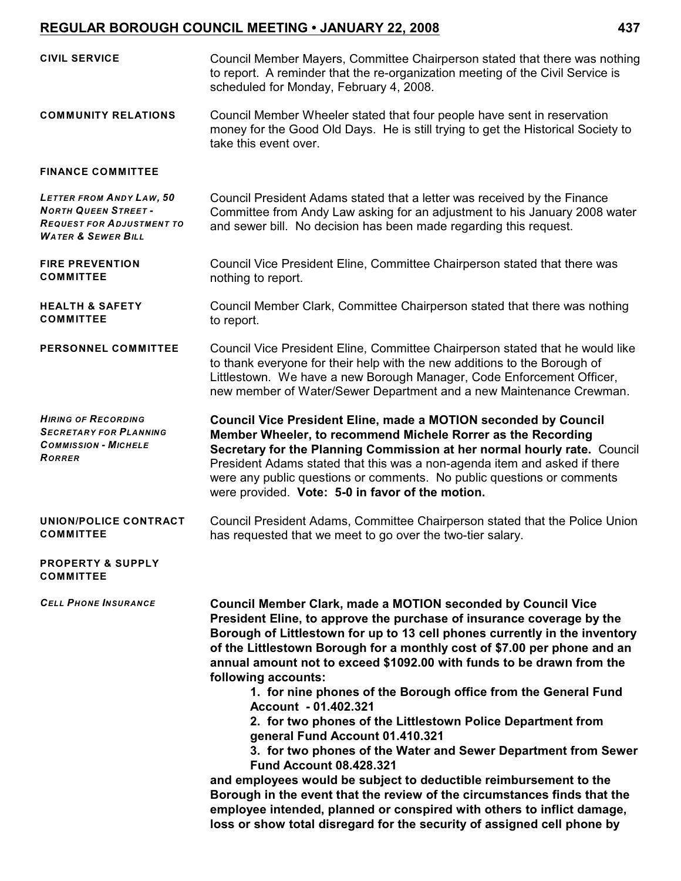**CIVIL SERVICE**

Council Member Mayers, Committee Chairperson stated that there was nothing to report. A reminder that the re-organization meeting of the Civil Service is scheduled for Monday, February 4, 2008.

**COMMUNITY RELATIONS**

Council Member Wheeler stated that four people have sent in reservation money for the Good Old Days. He is still trying to get the Historical Society to take this event over.

**FINANCE COMMITTEE**

*LETTER FROM ANDY LAW, 50 NORTH QUEEN STREET - REQUEST FOR ADJUSTMENT TO WATER & SEWER BILL*

Council President Adams stated that a letter was received by the Finance Committee from Andy Law asking for an adjustment to his January 2008 water and sewer bill. No decision has been made regarding this request.

**FIRE PREVENTION COMMITTEE**

Council Vice President Eline, Committee Chairperson stated that there was nothing to report.

**HEALTH & SAFETY COMMITTEE**

Council Member Clark, Committee Chairperson stated that there was nothing to report.

**PERSONNEL COMMITTEE**

Council Vice President Eline, Committee Chairperson stated that he would like to thank everyone for their help with the new additions to the Borough of Littlestown. We have a new Borough Manager, Code Enforcement Officer, new member of Water/Sewer Department and a new Maintenance Crewman.

*HIRING OF RECORDING SECRETARY FOR PLANNING COMMISSION - MICHELE RORRER*

**Council Vice President Eline, made a MOTION seconded by Council Member Wheeler, to recommend Michele Rorrer as the Recording Secretary for the Planning Commission at her normal hourly rate.** Council President Adams stated that this was a non-agenda item and asked if there were any public questions or comments. No public questions or comments were provided. **Vote: 5-0 in favor of the motion.**

**UNION/POLICE CONTRACT COMMITTEE**

Council President Adams, Committee Chairperson stated that the Police Union has requested that we meet to go over the two-tier salary.

**PROPERTY & SUPPLY COMMITTEE**

*CELL PHONE INSURANCE*

**Council Member Clark, made a MOTION seconded by Council Vice President Eline, to approve the purchase of insurance coverage by the Borough of Littlestown for up to 13 cell phones currently in the inventory of the Littlestown Borough for a monthly cost of $7.00 per phone and an annual amount not to exceed $1092.00 with funds to be drawn from the following accounts:**

1. **for nine phones of the Borough office from the General Fund Account - 01.402.321**
2. **for two phones of the Littlestown Police Department from general Fund Account 01.410.321**
3. **for two phones of the Water and Sewer Department from Sewer Fund Account 08.428.321**

**and employees would be subject to deductible reimbursement to the Borough in the event that the review of the circumstances finds that the employee intended, planned or conspired with others to inflict damage, loss or show total disregard for the security of assigned cell phone by**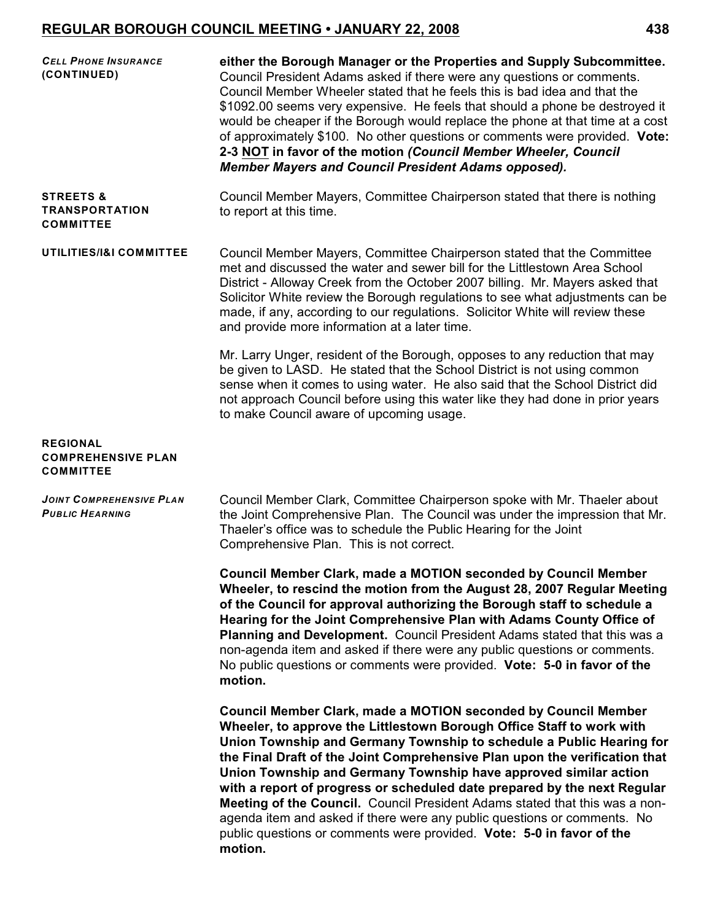**CELL PHONE INSURANCE (CONTINUED)**

**either the Borough Manager or the Properties and Supply Subcommittee.** Council President Adams asked if there were any questions or comments. Council Member Wheeler stated that he feels this is bad idea and that the $1092.00 seems very expensive. He feels that should a phone be destroyed it would be cheaper if the Borough would replace the phone at that time at a cost of approximately $100. No other questions or comments were provided. **Vote: 2-3 NOT in favor of the motion** ***(Council Member Wheeler, Council Member Mayers and Council President Adams opposed).***

**STREETS & TRANSPORTATION COMMITTEE**

Council Member Mayers, Committee Chairperson stated that there is nothing to report at this time.

**UTILITIES/I&I COMMITTEE**

Council Member Mayers, Committee Chairperson stated that the Committee met and discussed the water and sewer bill for the Littlestown Area School District - Alloway Creek from the October 2007 billing. Mr. Mayers asked that Solicitor White review the Borough regulations to see what adjustments can be made, if any, according to our regulations. Solicitor White will review these and provide more information at a later time.

Mr. Larry Unger, resident of the Borough, opposes to any reduction that may be given to LASD. He stated that the School District is not using common sense when it comes to using water. He also said that the School District did not approach Council before using this water like they had done in prior years to make Council aware of upcoming usage.

**REGIONAL COMPREHENSIVE PLAN COMMITTEE**

***JOINT COMPREHENSIVE PLAN PUBLIC HEARNING***

Council Member Clark, Committee Chairperson spoke with Mr. Thaeler about the Joint Comprehensive Plan. The Council was under the impression that Mr. Thaeler's office was to schedule the Public Hearing for the Joint Comprehensive Plan. This is not correct.

**Council Member Clark, made a MOTION seconded by Council Member Wheeler, to rescind the motion from the August 28, 2007 Regular Meeting of the Council for approval authorizing the Borough staff to schedule a Hearing for the Joint Comprehensive Plan with Adams County Office of Planning and Development.** Council President Adams stated that this was a non-agenda item and asked if there were any public questions or comments. No public questions or comments were provided. **Vote: 5-0 in favor of the motion.**

**Council Member Clark, made a MOTION seconded by Council Member Wheeler, to approve the Littlestown Borough Office Staff to work with Union Township and Germany Township to schedule a Public Hearing for the Final Draft of the Joint Comprehensive Plan upon the verification that Union Township and Germany Township have approved similar action with a report of progress or scheduled date prepared by the next Regular Meeting of the Council.** Council President Adams stated that this was a non-agenda item and asked if there were any public questions or comments. No public questions or comments were provided. **Vote: 5-0 in favor of the motion.**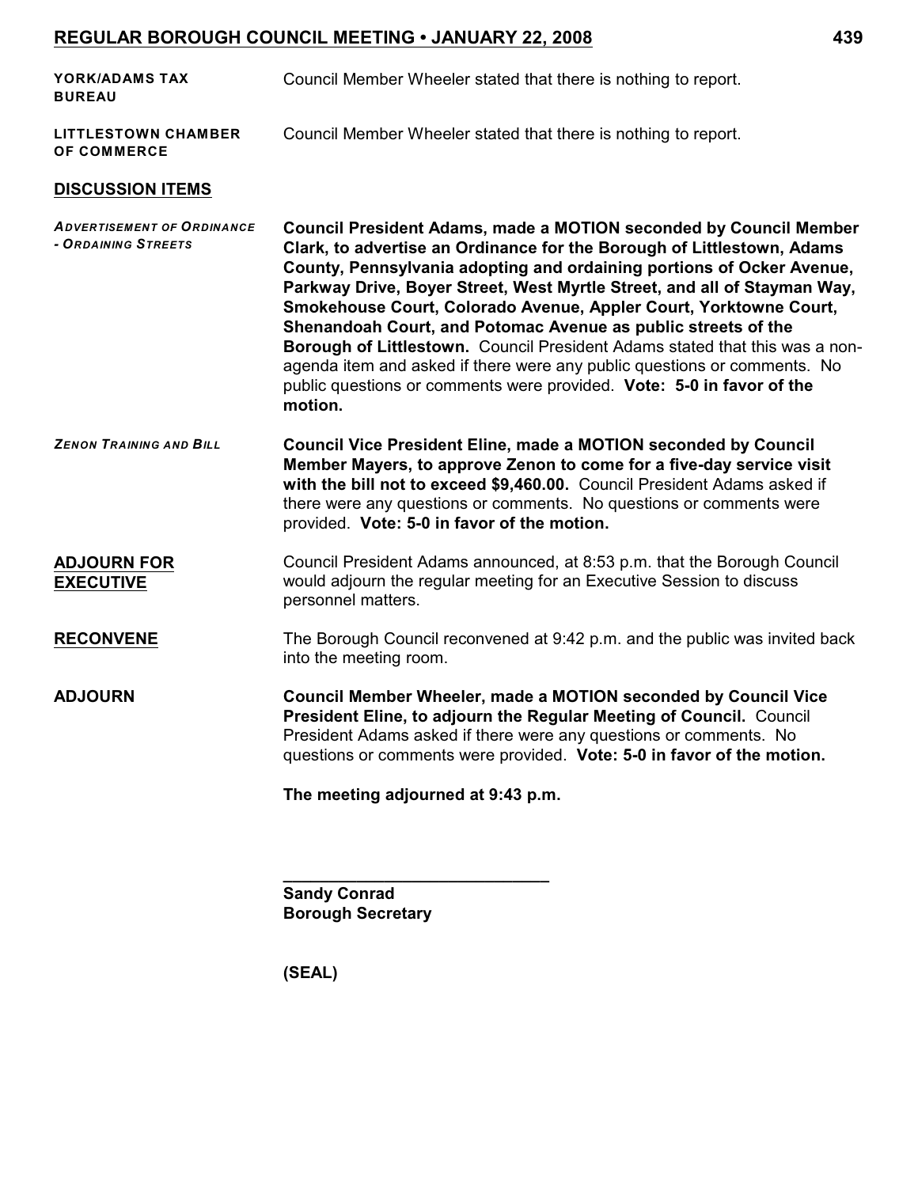**YORK/ADAMS TAX BUREAU** Council Member Wheeler stated that there is nothing to report.

**LITTLESTOWN CHAMBER OF COMMERCE** Council Member Wheeler stated that there is nothing to report.

## DISCUSSION ITEMS

***ADVERTISEMENT OF ORDINANCE - ORDAINING STREETS*** **Council President Adams, made a MOTION seconded by Council Member Clark, to advertise an Ordinance for the Borough of Littlestown, Adams County, Pennsylvania adopting and ordaining portions of Ocker Avenue, Parkway Drive, Boyer Street, West Myrtle Street, and all of Stayman Way, Smokehouse Court, Colorado Avenue, Appler Court, Yorktowne Court, Shenandoah Court, and Potomac Avenue as public streets of the Borough of Littlestown.** Council President Adams stated that this was a non-agenda item and asked if there were any public questions or comments. No public questions or comments were provided. **Vote: 5-0 in favor of the motion.**

***ZENON TRAINING AND BILL*** **Council Vice President Eline, made a MOTION seconded by Council Member Mayers, to approve Zenon to come for a five-day service visit with the bill not to exceed $9,460.00.** Council President Adams asked if there were any questions or comments. No questions or comments were provided. **Vote: 5-0 in favor of the motion.**

**ADJOURN FOR EXECUTIVE** Council President Adams announced, at 8:53 p.m. that the Borough Council would adjourn the regular meeting for an Executive Session to discuss personnel matters.

**RECONVENE** The Borough Council reconvened at 9:42 p.m. and the public was invited back into the meeting room.

**ADJOURN** **Council Member Wheeler, made a MOTION seconded by Council Vice President Eline, to adjourn the Regular Meeting of Council.** Council President Adams asked if there were any questions or comments. No questions or comments were provided. **Vote: 5-0 in favor of the motion.**

**The meeting adjourned at 9:43 p.m.**

\_\_\_\_\_\_\_\_\_\_\_\_\_\_\_\_\_\_\_\_\_\_\_\_\_\_\_\_\_\_

**Sandy Conrad**
**Borough Secretary**

**(SEAL)**